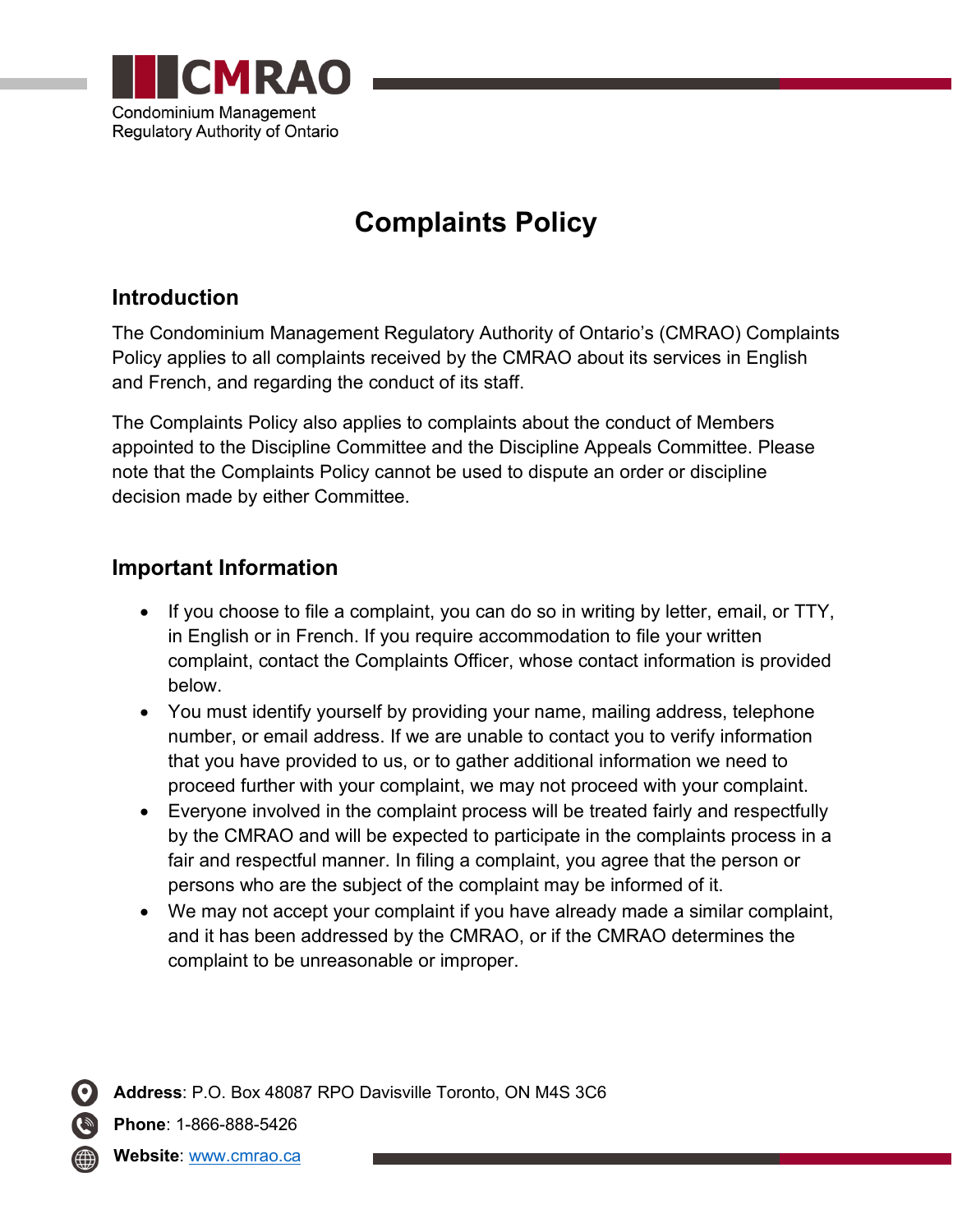CMRAO
Condominium Management Regulatory Authority of Ontario

# Complaints Policy

## Introduction

The Condominium Management Regulatory Authority of Ontario's (CMRAO) Complaints Policy applies to all complaints received by the CMRAO about its services in English and French, and regarding the conduct of its staff.

The Complaints Policy also applies to complaints about the conduct of Members appointed to the Discipline Committee and the Discipline Appeals Committee. Please note that the Complaints Policy cannot be used to dispute an order or discipline decision made by either Committee.

## Important Information

- If you choose to file a complaint, you can do so in writing by letter, email, or TTY, in English or in French. If you require accommodation to file your written complaint, contact the Complaints Officer, whose contact information is provided below.
- You must identify yourself by providing your name, mailing address, telephone number, or email address. If we are unable to contact you to verify information that you have provided to us, or to gather additional information we need to proceed further with your complaint, we may not proceed with your complaint.
- Everyone involved in the complaint process will be treated fairly and respectfully by the CMRAO and will be expected to participate in the complaints process in a fair and respectful manner. In filing a complaint, you agree that the person or persons who are the subject of the complaint may be informed of it.
- We may not accept your complaint if you have already made a similar complaint, and it has been addressed by the CMRAO, or if the CMRAO determines the complaint to be unreasonable or improper.

**Address**: P.O. Box 48087 RPO Davisville Toronto, ON M4S 3C6

**Phone**: 1-866-888-5426

**Website**: www.cmrao.ca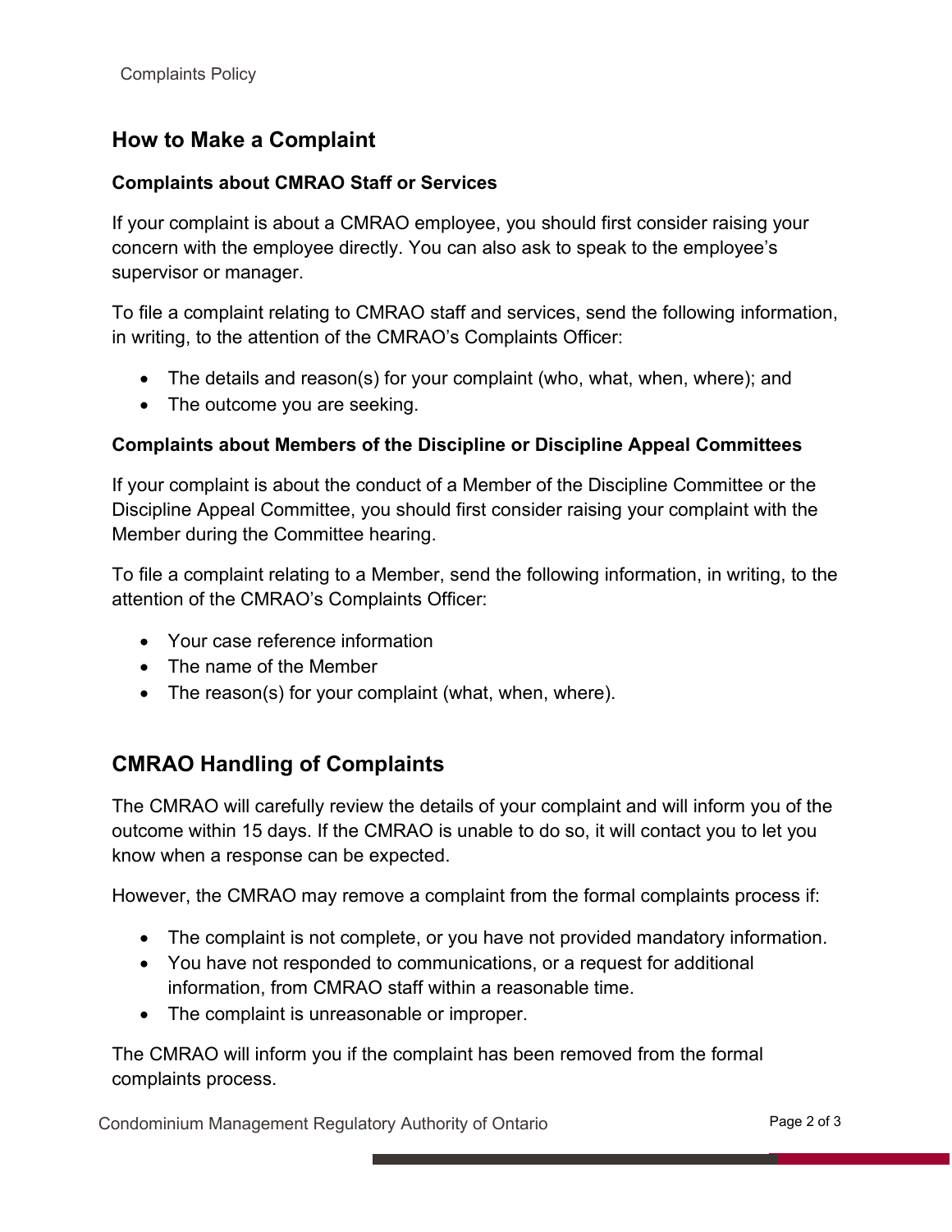## How to Make a Complaint

### Complaints about CMRAO Staff or Services

If your complaint is about a CMRAO employee, you should first consider raising your concern with the employee directly. You can also ask to speak to the employee's supervisor or manager.

To file a complaint relating to CMRAO staff and services, send the following information, in writing, to the attention of the CMRAO's Complaints Officer:

- The details and reason(s) for your complaint (who, what, when, where); and
- The outcome you are seeking.

### Complaints about Members of the Discipline or Discipline Appeal Committees

If your complaint is about the conduct of a Member of the Discipline Committee or the Discipline Appeal Committee, you should first consider raising your complaint with the Member during the Committee hearing.

To file a complaint relating to a Member, send the following information, in writing, to the attention of the CMRAO's Complaints Officer:

- Your case reference information
- The name of the Member
- The reason(s) for your complaint (what, when, where).

## CMRAO Handling of Complaints

The CMRAO will carefully review the details of your complaint and will inform you of the outcome within 15 days. If the CMRAO is unable to do so, it will contact you to let you know when a response can be expected.

However, the CMRAO may remove a complaint from the formal complaints process if:

- The complaint is not complete, or you have not provided mandatory information.
- You have not responded to communications, or a request for additional information, from CMRAO staff within a reasonable time.
- The complaint is unreasonable or improper.

The CMRAO will inform you if the complaint has been removed from the formal complaints process.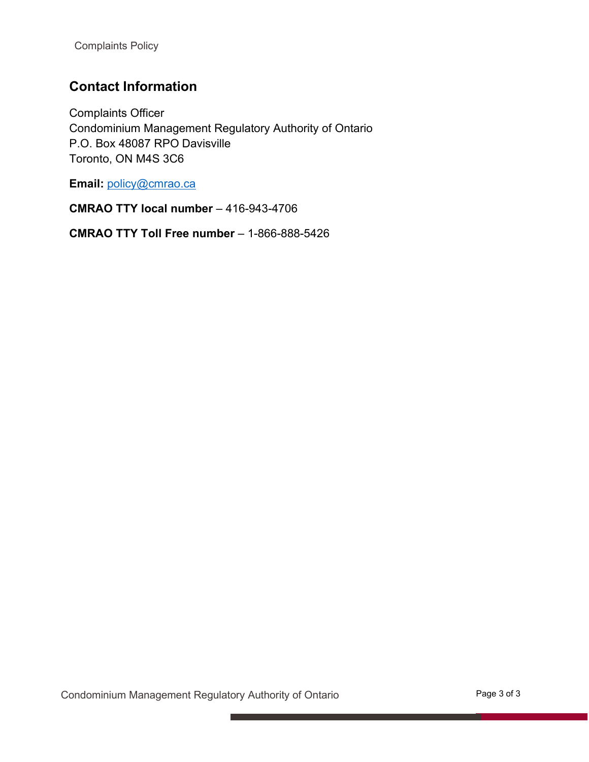## Contact Information

Complaints Officer
Condominium Management Regulatory Authority of Ontario
P.O. Box 48087 RPO Davisville
Toronto, ON M4S 3C6

**Email:** policy@cmrao.ca

**CMRAO TTY local number** – 416-943-4706

**CMRAO TTY Toll Free number** – 1-866-888-5426